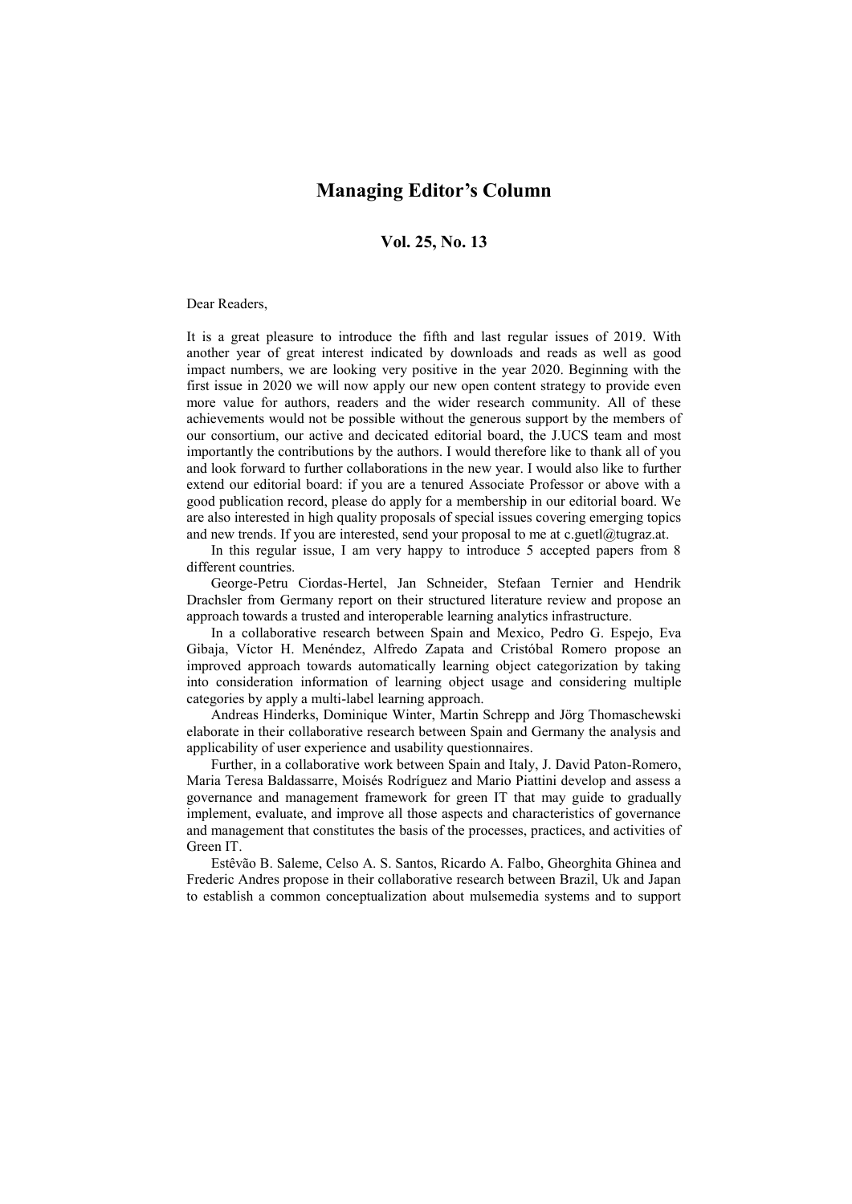# Managing Editor's Column

## Vol. 25, No. 13

Dear Readers,

It is a great pleasure to introduce the fifth and last regular issues of 2019. With another year of great interest indicated by downloads and reads as well as good impact numbers, we are looking very positive in the year 2020. Beginning with the first issue in 2020 we will now apply our new open content strategy to provide even more value for authors, readers and the wider research community. All of these achievements would not be possible without the generous support by the members of our consortium, our active and decicated editorial board, the J.UCS team and most importantly the contributions by the authors. I would therefore like to thank all of you and look forward to further collaborations in the new year. I would also like to further extend our editorial board: if you are a tenured Associate Professor or above with a good publication record, please do apply for a membership in our editorial board. We are also interested in high quality proposals of special issues covering emerging topics and new trends. If you are interested, send your proposal to me at c.guetl@tugraz.at.

In this regular issue, I am very happy to introduce 5 accepted papers from 8 different countries.

George-Petru Ciordas-Hertel, Jan Schneider, Stefaan Ternier and Hendrik Drachsler from Germany report on their structured literature review and propose an approach towards a trusted and interoperable learning analytics infrastructure.

In a collaborative research between Spain and Mexico, Pedro G. Espejo, Eva Gibaja, Víctor H. Menéndez, Alfredo Zapata and Cristóbal Romero propose an improved approach towards automatically learning object categorization by taking into consideration information of learning object usage and considering multiple categories by apply a multi-label learning approach.

Andreas Hinderks, Dominique Winter, Martin Schrepp and Jörg Thomaschewski elaborate in their collaborative research between Spain and Germany the analysis and applicability of user experience and usability questionnaires.

Further, in a collaborative work between Spain and Italy, J. David Paton-Romero, Maria Teresa Baldassarre, Moisés Rodríguez and Mario Piattini develop and assess a governance and management framework for green IT that may guide to gradually implement, evaluate, and improve all those aspects and characteristics of governance and management that constitutes the basis of the processes, practices, and activities of Green IT.

Estêvão B. Saleme, Celso A. S. Santos, Ricardo A. Falbo, Gheorghita Ghinea and Frederic Andres propose in their collaborative research between Brazil, Uk and Japan to establish a common conceptualization about mulsemedia systems and to support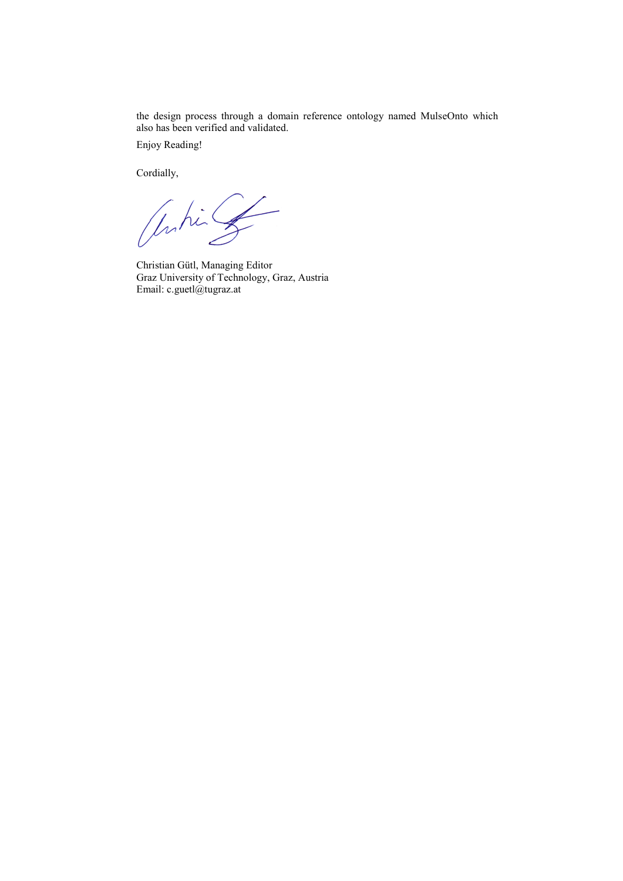the design process through a domain reference ontology named MulseOnto which also has been verified and validated.

Enjoy Reading!

Cordially,

Christian Gütl, Managing Editor
Graz University of Technology, Graz, Austria
Email: c.guetl@tugraz.at